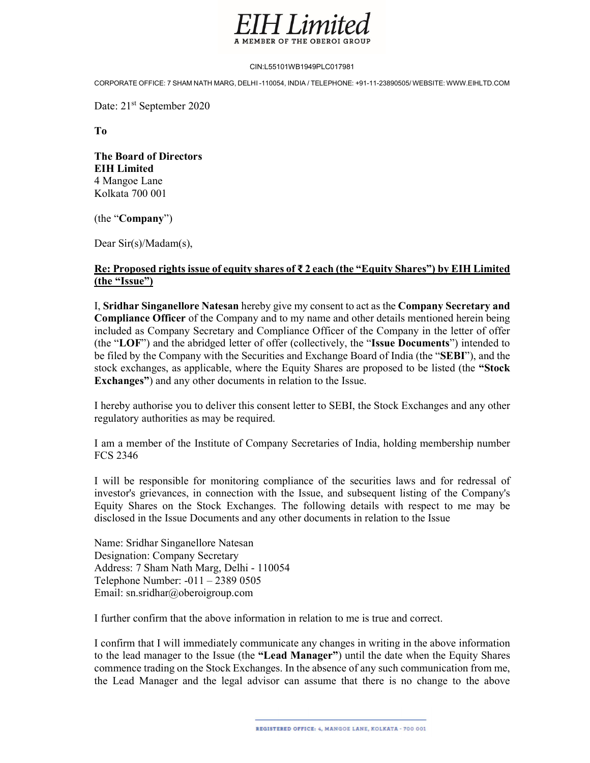# EIH Limited

A MEMBER OF THE OBEROI GROUP

CIN:L55101WB1949PLC017981

CORPORATE OFFICE: 7 SHAM NATH MARG, DELHI -110054, INDIA / TELEPHONE: +91-11-23890505/ WEBSITE: WWW.EIHLTD.COM

Date: 21st September 2020

**To**

**The Board of Directors**
**EIH Limited**
4 Mangoe Lane
Kolkata 700 001

(the "**Company**")

Dear Sir(s)/Madam(s),

**Re: Proposed rights issue of equity shares of ₹ 2 each (the "Equity Shares") by EIH Limited (the "Issue")**

I, **Sridhar Singanellore Natesan** hereby give my consent to act as the **Company Secretary and Compliance Officer** of the Company and to my name and other details mentioned herein being included as Company Secretary and Compliance Officer of the Company in the letter of offer (the "**LOF**") and the abridged letter of offer (collectively, the "**Issue Documents**") intended to be filed by the Company with the Securities and Exchange Board of India (the "**SEBI**"), and the stock exchanges, as applicable, where the Equity Shares are proposed to be listed (the **"Stock Exchanges"**) and any other documents in relation to the Issue.

I hereby authorise you to deliver this consent letter to SEBI, the Stock Exchanges and any other regulatory authorities as may be required.

I am a member of the Institute of Company Secretaries of India, holding membership number FCS 2346

I will be responsible for monitoring compliance of the securities laws and for redressal of investor's grievances, in connection with the Issue, and subsequent listing of the Company's Equity Shares on the Stock Exchanges. The following details with respect to me may be disclosed in the Issue Documents and any other documents in relation to the Issue

Name: Sridhar Singanellore Natesan
Designation: Company Secretary
Address: 7 Sham Nath Marg, Delhi - 110054
Telephone Number: -011 – 2389 0505
Email: sn.sridhar@oberoigroup.com

I further confirm that the above information in relation to me is true and correct.

I confirm that I will immediately communicate any changes in writing in the above information to the lead manager to the Issue (the **"Lead Manager"**) until the date when the Equity Shares commence trading on the Stock Exchanges. In the absence of any such communication from me, the Lead Manager and the legal advisor can assume that there is no change to the above

REGISTERED OFFICE: 4, MANGOE LANE, KOLKATA - 700 001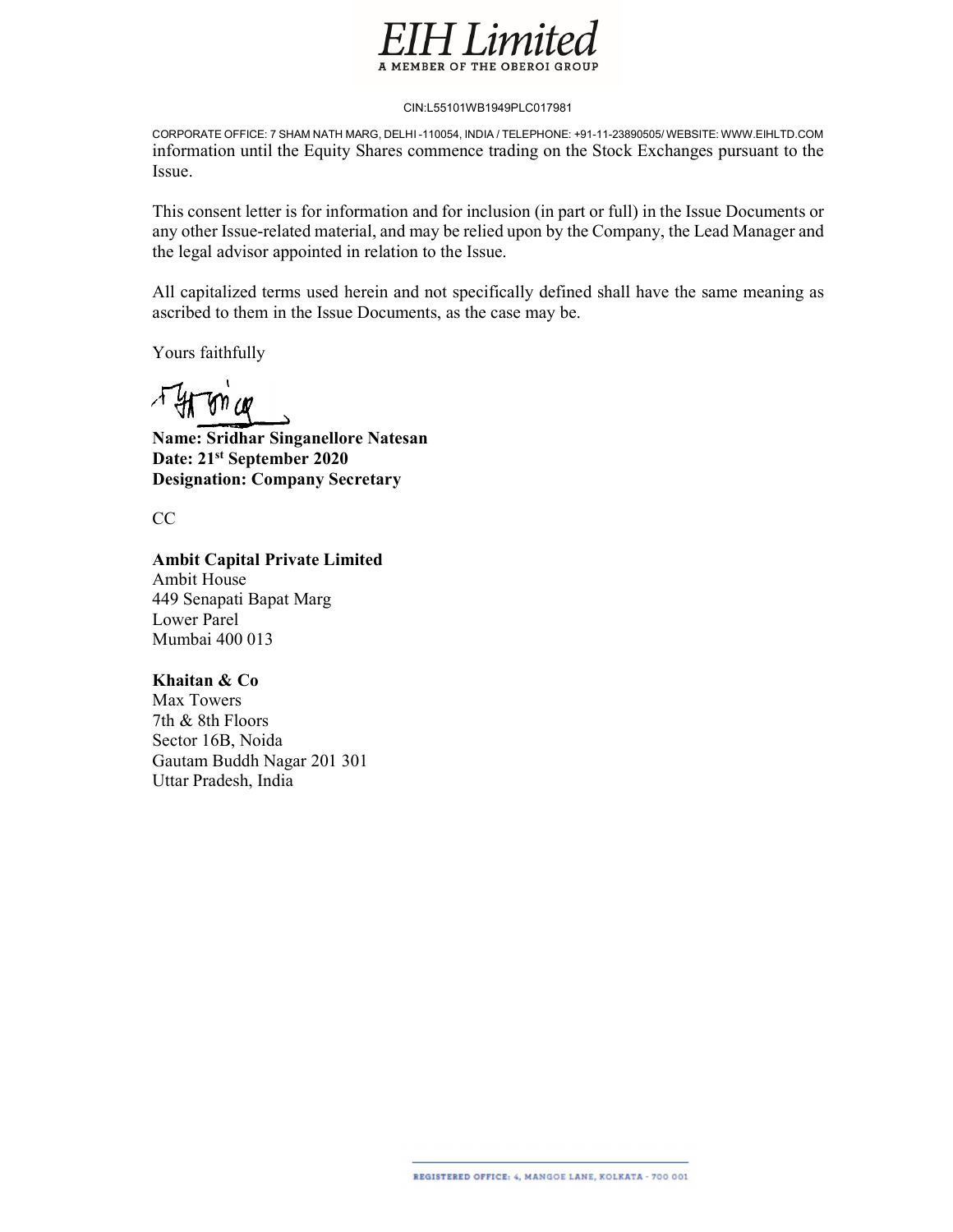information until the Equity Shares commence trading on the Stock Exchanges pursuant to the Issue.

This consent letter is for information and for inclusion (in part or full) in the Issue Documents or any other Issue-related material, and may be relied upon by the Company, the Lead Manager and the legal advisor appointed in relation to the Issue.

All capitalized terms used herein and not specifically defined shall have the same meaning as ascribed to them in the Issue Documents, as the case may be.

Yours faithfully

**Name: Sridhar Singanellore Natesan**
**Date: 21st September 2020**
**Designation: Company Secretary**

CC

**Ambit Capital Private Limited**
Ambit House
449 Senapati Bapat Marg
Lower Parel
Mumbai 400 013

**Khaitan & Co**
Max Towers
7th & 8th Floors
Sector 16B, Noida
Gautam Buddh Nagar 201 301
Uttar Pradesh, India